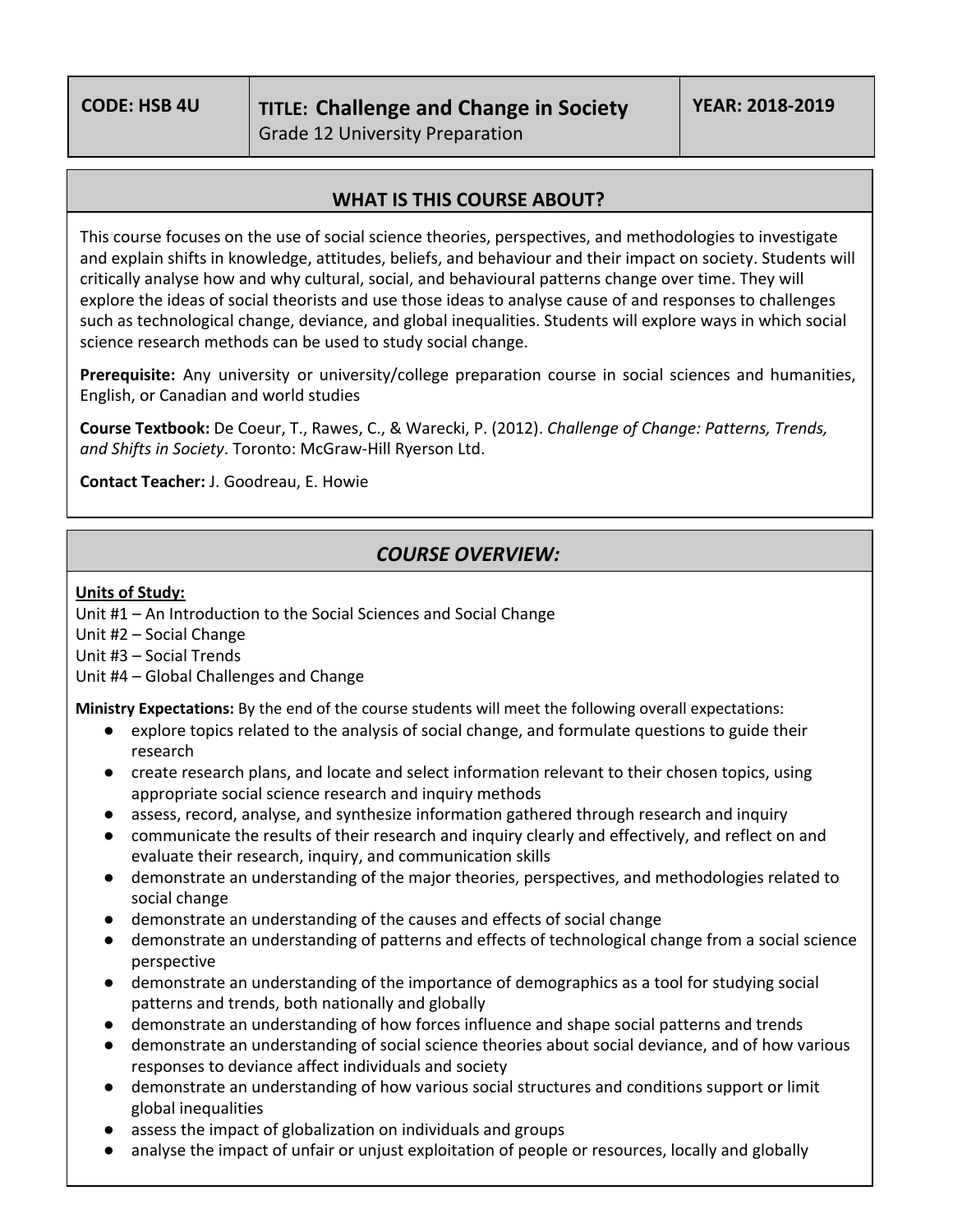| CODE: HSB 4U | TITLE: **Challenge and Change in Society**<br>Grade 12 University Preparation | YEAR: 2018-2019 |
|---|---|---|

## WHAT IS THIS COURSE ABOUT?

This course focuses on the use of social science theories, perspectives, and methodologies to investigate and explain shifts in knowledge, attitudes, beliefs, and behaviour and their impact on society. Students will critically analyse how and why cultural, social, and behavioural patterns change over time. They will explore the ideas of social theorists and use those ideas to analyse cause of and responses to challenges such as technological change, deviance, and global inequalities. Students will explore ways in which social science research methods can be used to study social change.

**Prerequisite:** Any university or university/college preparation course in social sciences and humanities, English, or Canadian and world studies

**Course Textbook:** De Coeur, T., Rawes, C., & Warecki, P. (2012). *Challenge of Change: Patterns, Trends, and Shifts in Society*. Toronto: McGraw-Hill Ryerson Ltd.

**Contact Teacher:** J. Goodreau, E. Howie

## *COURSE OVERVIEW:*

**Units of Study:**

Unit #1 – An Introduction to the Social Sciences and Social Change
Unit #2 – Social Change
Unit #3 – Social Trends
Unit #4 – Global Challenges and Change

**Ministry Expectations:** By the end of the course students will meet the following overall expectations:

- explore topics related to the analysis of social change, and formulate questions to guide their research
- create research plans, and locate and select information relevant to their chosen topics, using appropriate social science research and inquiry methods
- assess, record, analyse, and synthesize information gathered through research and inquiry
- communicate the results of their research and inquiry clearly and effectively, and reflect on and evaluate their research, inquiry, and communication skills
- demonstrate an understanding of the major theories, perspectives, and methodologies related to social change
- demonstrate an understanding of the causes and effects of social change
- demonstrate an understanding of patterns and effects of technological change from a social science perspective
- demonstrate an understanding of the importance of demographics as a tool for studying social patterns and trends, both nationally and globally
- demonstrate an understanding of how forces influence and shape social patterns and trends
- demonstrate an understanding of social science theories about social deviance, and of how various responses to deviance affect individuals and society
- demonstrate an understanding of how various social structures and conditions support or limit global inequalities
- assess the impact of globalization on individuals and groups
- analyse the impact of unfair or unjust exploitation of people or resources, locally and globally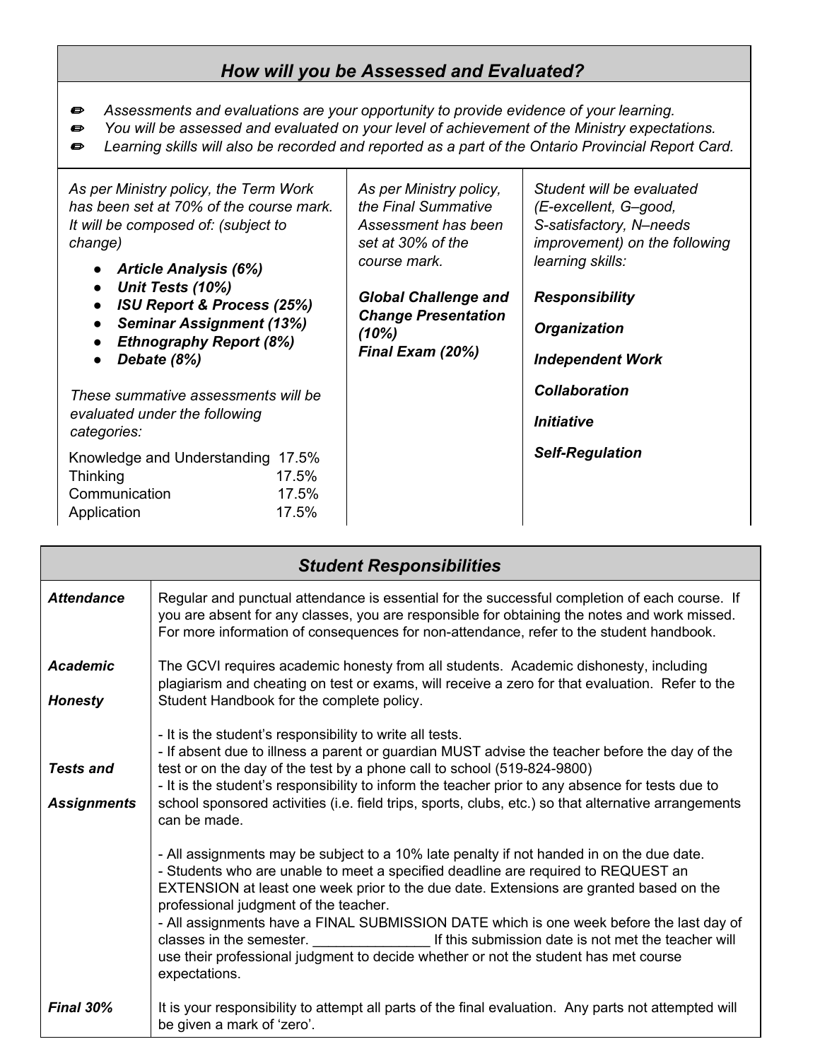## *How will you be Assessed and Evaluated?*

- *Assessments and evaluations are your opportunity to provide evidence of your learning.*
- *You will be assessed and evaluated on your level of achievement of the Ministry expectations.*
- *Learning skills will also be recorded and reported as a part of the Ontario Provincial Report Card.*

*As per Ministry policy, the Term Work has been set at 70% of the course mark. It will be composed of: (subject to change)*

- ***Article Analysis (6%)***
- ***Unit Tests (10%)***
- ***ISU Report & Process (25%)***
- ***Seminar Assignment (13%)***
- ***Ethnography Report (8%)***
- ***Debate (8%)***

*These summative assessments will be evaluated under the following categories:*

| | |
|---|---|
| Knowledge and Understanding | 17.5% |
| Thinking | 17.5% |
| Communication | 17.5% |
| Application | 17.5% |

*As per Ministry policy, the Final Summative Assessment has been set at 30% of the course mark.*

***Global Challenge and Change Presentation (10%)***
***Final Exam (20%)***

*Student will be evaluated (E-excellent, G–good, S-satisfactory, N–needs improvement) on the following learning skills:*

***Responsibility***

***Organization***

***Independent Work***

***Collaboration***

***Initiative***

***Self-Regulation***

## *Student Responsibilities*

| | |
|---|---|
| ***Attendance*** | Regular and punctual attendance is essential for the successful completion of each course. If you are absent for any classes, you are responsible for obtaining the notes and work missed. For more information of consequences for non-attendance, refer to the student handbook. |
| ***Academic Honesty*** | The GCVI requires academic honesty from all students. Academic dishonesty, including plagiarism and cheating on test or exams, will receive a zero for that evaluation. Refer to the Student Handbook for the complete policy. |
| ***Tests and Assignments*** | - It is the student's responsibility to write all tests.<br>- If absent due to illness a parent or guardian MUST advise the teacher before the day of the test or on the day of the test by a phone call to school (519-824-9800)<br>- It is the student's responsibility to inform the teacher prior to any absence for tests due to school sponsored activities (i.e. field trips, sports, clubs, etc.) so that alternative arrangements can be made.<br><br>- All assignments may be subject to a 10% late penalty if not handed in on the due date.<br>- Students who are unable to meet a specified deadline are required to REQUEST an EXTENSION at least one week prior to the due date. Extensions are granted based on the professional judgment of the teacher.<br>- All assignments have a FINAL SUBMISSION DATE which is one week before the last day of classes in the semester. _______________ If this submission date is not met the teacher will use their professional judgment to decide whether or not the student has met course expectations. |
| ***Final 30%*** | It is your responsibility to attempt all parts of the final evaluation. Any parts not attempted will be given a mark of 'zero'. |